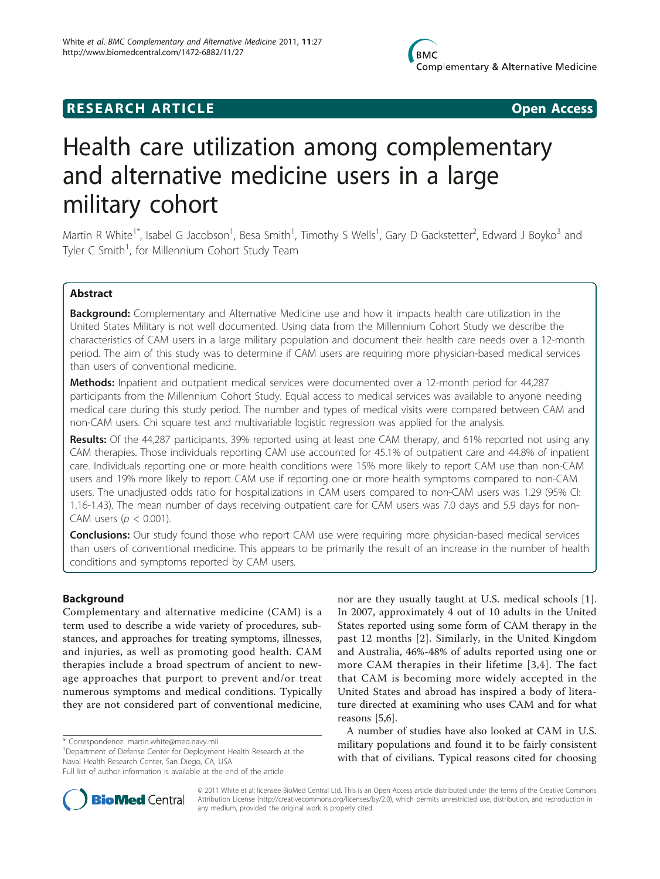# RESEARCH ARTICLE

Open Access

# Health care utilization among complementary and alternative medicine users in a large military cohort

Martin R White[1*], Isabel G Jacobson[1], Besa Smith[1], Timothy S Wells[1], Gary D Gackstetter[2], Edward J Boyko[3] and Tyler C Smith[1], for Millennium Cohort Study Team

## Abstract

**Background:** Complementary and Alternative Medicine use and how it impacts health care utilization in the United States Military is not well documented. Using data from the Millennium Cohort Study we describe the characteristics of CAM users in a large military population and document their health care needs over a 12-month period. The aim of this study was to determine if CAM users are requiring more physician-based medical services than users of conventional medicine.

**Methods:** Inpatient and outpatient medical services were documented over a 12-month period for 44,287 participants from the Millennium Cohort Study. Equal access to medical services was available to anyone needing medical care during this study period. The number and types of medical visits were compared between CAM and non-CAM users. Chi square test and multivariable logistic regression was applied for the analysis.

**Results:** Of the 44,287 participants, 39% reported using at least one CAM therapy, and 61% reported not using any CAM therapies. Those individuals reporting CAM use accounted for 45.1% of outpatient care and 44.8% of inpatient care. Individuals reporting one or more health conditions were 15% more likely to report CAM use than non-CAM users and 19% more likely to report CAM use if reporting one or more health symptoms compared to non-CAM users. The unadjusted odds ratio for hospitalizations in CAM users compared to non-CAM users was 1.29 (95% CI: 1.16-1.43). The mean number of days receiving outpatient care for CAM users was 7.0 days and 5.9 days for non-CAM users ($p < 0.001$).

**Conclusions:** Our study found those who report CAM use were requiring more physician-based medical services than users of conventional medicine. This appears to be primarily the result of an increase in the number of health conditions and symptoms reported by CAM users.

## Background

Complementary and alternative medicine (CAM) is a term used to describe a wide variety of procedures, substances, and approaches for treating symptoms, illnesses, and injuries, as well as promoting good health. CAM therapies include a broad spectrum of ancient to new-age approaches that purport to prevent and/or treat numerous symptoms and medical conditions. Typically they are not considered part of conventional medicine, nor are they usually taught at U.S. medical schools [1]. In 2007, approximately 4 out of 10 adults in the United States reported using some form of CAM therapy in the past 12 months [2]. Similarly, in the United Kingdom and Australia, 46%-48% of adults reported using one or more CAM therapies in their lifetime [3,4]. The fact that CAM is becoming more widely accepted in the United States and abroad has inspired a body of literature directed at examining who uses CAM and for what reasons [5,6].

A number of studies have also looked at CAM in U.S. military populations and found it to be fairly consistent with that of civilians. Typical reasons cited for choosing

\* Correspondence: martin.white@med.navy.mil
[1]Department of Defense Center for Deployment Health Research at the Naval Health Research Center, San Diego, CA, USA
Full list of author information is available at the end of the article

© 2011 White et al; licensee BioMed Central Ltd. This is an Open Access article distributed under the terms of the Creative Commons Attribution License (http://creativecommons.org/licenses/by/2.0), which permits unrestricted use, distribution, and reproduction in any medium, provided the original work is properly cited.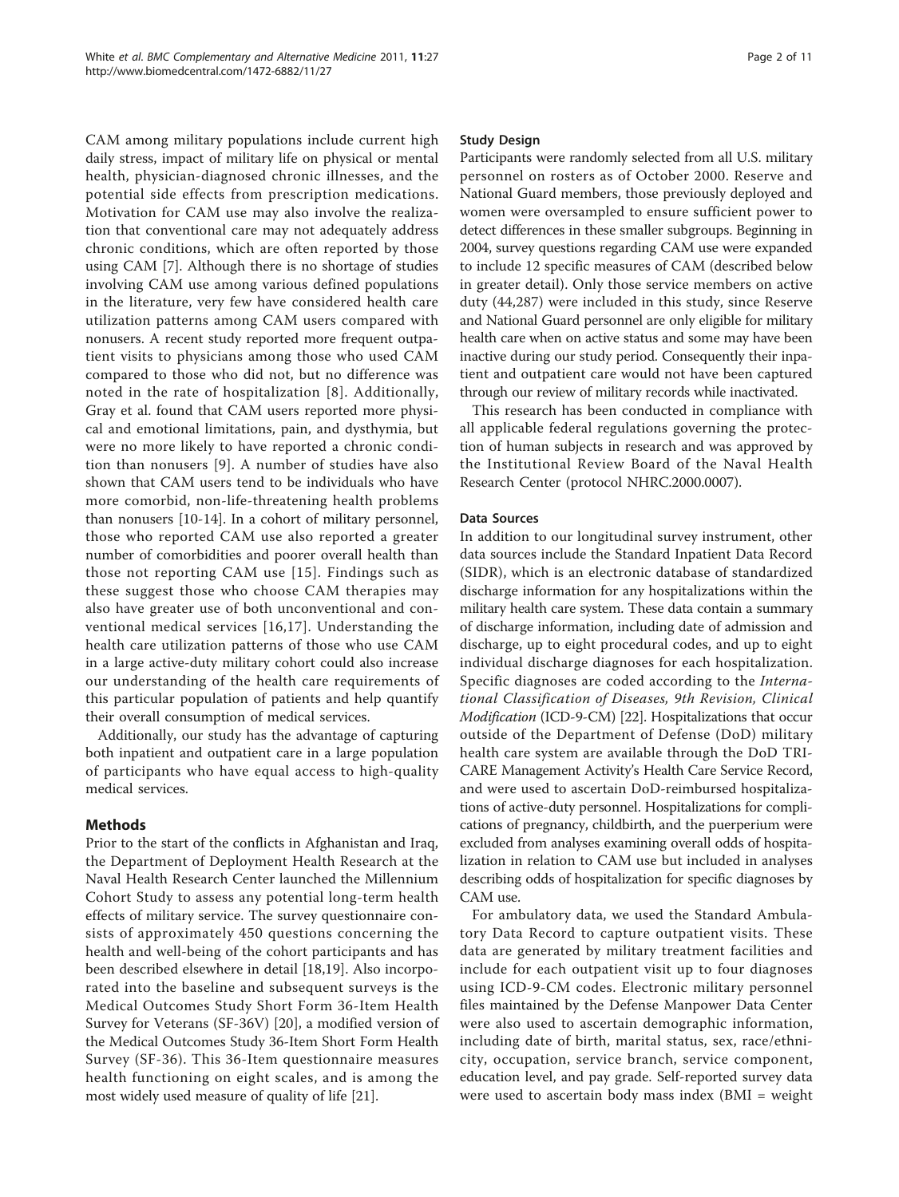CAM among military populations include current high daily stress, impact of military life on physical or mental health, physician-diagnosed chronic illnesses, and the potential side effects from prescription medications. Motivation for CAM use may also involve the realization that conventional care may not adequately address chronic conditions, which are often reported by those using CAM [7]. Although there is no shortage of studies involving CAM use among various defined populations in the literature, very few have considered health care utilization patterns among CAM users compared with nonusers. A recent study reported more frequent outpatient visits to physicians among those who used CAM compared to those who did not, but no difference was noted in the rate of hospitalization [8]. Additionally, Gray et al. found that CAM users reported more physical and emotional limitations, pain, and dysthymia, but were no more likely to have reported a chronic condition than nonusers [9]. A number of studies have also shown that CAM users tend to be individuals who have more comorbid, non-life-threatening health problems than nonusers [10-14]. In a cohort of military personnel, those who reported CAM use also reported a greater number of comorbidities and poorer overall health than those not reporting CAM use [15]. Findings such as these suggest those who choose CAM therapies may also have greater use of both unconventional and conventional medical services [16,17]. Understanding the health care utilization patterns of those who use CAM in a large active-duty military cohort could also increase our understanding of the health care requirements of this particular population of patients and help quantify their overall consumption of medical services.

Additionally, our study has the advantage of capturing both inpatient and outpatient care in a large population of participants who have equal access to high-quality medical services.

## Methods

Prior to the start of the conflicts in Afghanistan and Iraq, the Department of Deployment Health Research at the Naval Health Research Center launched the Millennium Cohort Study to assess any potential long-term health effects of military service. The survey questionnaire consists of approximately 450 questions concerning the health and well-being of the cohort participants and has been described elsewhere in detail [18,19]. Also incorporated into the baseline and subsequent surveys is the Medical Outcomes Study Short Form 36-Item Health Survey for Veterans (SF-36V) [20], a modified version of the Medical Outcomes Study 36-Item Short Form Health Survey (SF-36). This 36-Item questionnaire measures health functioning on eight scales, and is among the most widely used measure of quality of life [21].

### Study Design

Participants were randomly selected from all U.S. military personnel on rosters as of October 2000. Reserve and National Guard members, those previously deployed and women were oversampled to ensure sufficient power to detect differences in these smaller subgroups. Beginning in 2004, survey questions regarding CAM use were expanded to include 12 specific measures of CAM (described below in greater detail). Only those service members on active duty (44,287) were included in this study, since Reserve and National Guard personnel are only eligible for military health care when on active status and some may have been inactive during our study period. Consequently their inpatient and outpatient care would not have been captured through our review of military records while inactivated.

This research has been conducted in compliance with all applicable federal regulations governing the protection of human subjects in research and was approved by the Institutional Review Board of the Naval Health Research Center (protocol NHRC.2000.0007).

### Data Sources

In addition to our longitudinal survey instrument, other data sources include the Standard Inpatient Data Record (SIDR), which is an electronic database of standardized discharge information for any hospitalizations within the military health care system. These data contain a summary of discharge information, including date of admission and discharge, up to eight procedural codes, and up to eight individual discharge diagnoses for each hospitalization. Specific diagnoses are coded according to the *International Classification of Diseases, 9th Revision, Clinical Modification* (ICD-9-CM) [22]. Hospitalizations that occur outside of the Department of Defense (DoD) military health care system are available through the DoD TRICARE Management Activity's Health Care Service Record, and were used to ascertain DoD-reimbursed hospitalizations of active-duty personnel. Hospitalizations for complications of pregnancy, childbirth, and the puerperium were excluded from analyses examining overall odds of hospitalization in relation to CAM use but included in analyses describing odds of hospitalization for specific diagnoses by CAM use.

For ambulatory data, we used the Standard Ambulatory Data Record to capture outpatient visits. These data are generated by military treatment facilities and include for each outpatient visit up to four diagnoses using ICD-9-CM codes. Electronic military personnel files maintained by the Defense Manpower Data Center were also used to ascertain demographic information, including date of birth, marital status, sex, race/ethnicity, occupation, service branch, service component, education level, and pay grade. Self-reported survey data were used to ascertain body mass index (BMI = weight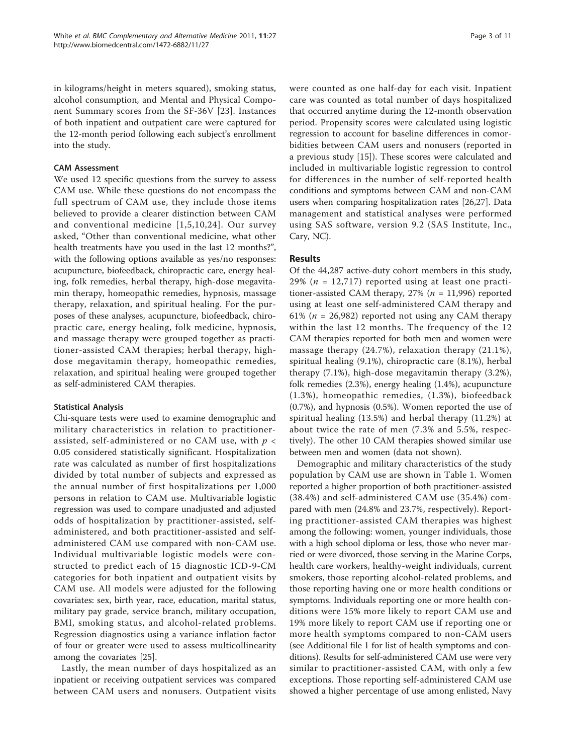in kilograms/height in meters squared), smoking status, alcohol consumption, and Mental and Physical Component Summary scores from the SF-36V [23]. Instances of both inpatient and outpatient care were captured for the 12-month period following each subject's enrollment into the study.

### CAM Assessment

We used 12 specific questions from the survey to assess CAM use. While these questions do not encompass the full spectrum of CAM use, they include those items believed to provide a clearer distinction between CAM and conventional medicine [1,5,10,24]. Our survey asked, "Other than conventional medicine, what other health treatments have you used in the last 12 months?", with the following options available as yes/no responses: acupuncture, biofeedback, chiropractic care, energy healing, folk remedies, herbal therapy, high-dose megavitamin therapy, homeopathic remedies, hypnosis, massage therapy, relaxation, and spiritual healing. For the purposes of these analyses, acupuncture, biofeedback, chiropractic care, energy healing, folk medicine, hypnosis, and massage therapy were grouped together as practitioner-assisted CAM therapies; herbal therapy, high-dose megavitamin therapy, homeopathic remedies, relaxation, and spiritual healing were grouped together as self-administered CAM therapies.

### Statistical Analysis

Chi-square tests were used to examine demographic and military characteristics in relation to practitioner-assisted, self-administered or no CAM use, with $p < 0.05$ considered statistically significant. Hospitalization rate was calculated as number of first hospitalizations divided by total number of subjects and expressed as the annual number of first hospitalizations per 1,000 persons in relation to CAM use. Multivariable logistic regression was used to compare unadjusted and adjusted odds of hospitalization by practitioner-assisted, self-administered, and both practitioner-assisted and self-administered CAM use compared with non-CAM use. Individual multivariable logistic models were constructed to predict each of 15 diagnostic ICD-9-CM categories for both inpatient and outpatient visits by CAM use. All models were adjusted for the following covariates: sex, birth year, race, education, marital status, military pay grade, service branch, military occupation, BMI, smoking status, and alcohol-related problems. Regression diagnostics using a variance inflation factor of four or greater were used to assess multicollinearity among the covariates [25].

Lastly, the mean number of days hospitalized as an inpatient or receiving outpatient services was compared between CAM users and nonusers. Outpatient visits were counted as one half-day for each visit. Inpatient care was counted as total number of days hospitalized that occurred anytime during the 12-month observation period. Propensity scores were calculated using logistic regression to account for baseline differences in comorbidities between CAM users and nonusers (reported in a previous study [15]). These scores were calculated and included in multivariable logistic regression to control for differences in the number of self-reported health conditions and symptoms between CAM and non-CAM users when comparing hospitalization rates [26,27]. Data management and statistical analyses were performed using SAS software, version 9.2 (SAS Institute, Inc., Cary, NC).

## Results

Of the 44,287 active-duty cohort members in this study, 29% ($n$ = 12,717) reported using at least one practitioner-assisted CAM therapy, 27% ($n$ = 11,996) reported using at least one self-administered CAM therapy and 61% ($n$ = 26,982) reported not using any CAM therapy within the last 12 months. The frequency of the 12 CAM therapies reported for both men and women were massage therapy (24.7%), relaxation therapy (21.1%), spiritual healing (9.1%), chiropractic care (8.1%), herbal therapy (7.1%), high-dose megavitamin therapy (3.2%), folk remedies (2.3%), energy healing (1.4%), acupuncture (1.3%), homeopathic remedies, (1.3%), biofeedback (0.7%), and hypnosis (0.5%). Women reported the use of spiritual healing (13.5%) and herbal therapy (11.2%) at about twice the rate of men (7.3% and 5.5%, respectively). The other 10 CAM therapies showed similar use between men and women (data not shown).

Demographic and military characteristics of the study population by CAM use are shown in Table 1. Women reported a higher proportion of both practitioner-assisted (38.4%) and self-administered CAM use (35.4%) compared with men (24.8% and 23.7%, respectively). Reporting practitioner-assisted CAM therapies was highest among the following: women, younger individuals, those with a high school diploma or less, those who never married or were divorced, those serving in the Marine Corps, health care workers, healthy-weight individuals, current smokers, those reporting alcohol-related problems, and those reporting having one or more health conditions or symptoms. Individuals reporting one or more health conditions were 15% more likely to report CAM use and 19% more likely to report CAM use if reporting one or more health symptoms compared to non-CAM users (see Additional file 1 for list of health symptoms and conditions). Results for self-administered CAM use were very similar to practitioner-assisted CAM, with only a few exceptions. Those reporting self-administered CAM use showed a higher percentage of use among enlisted, Navy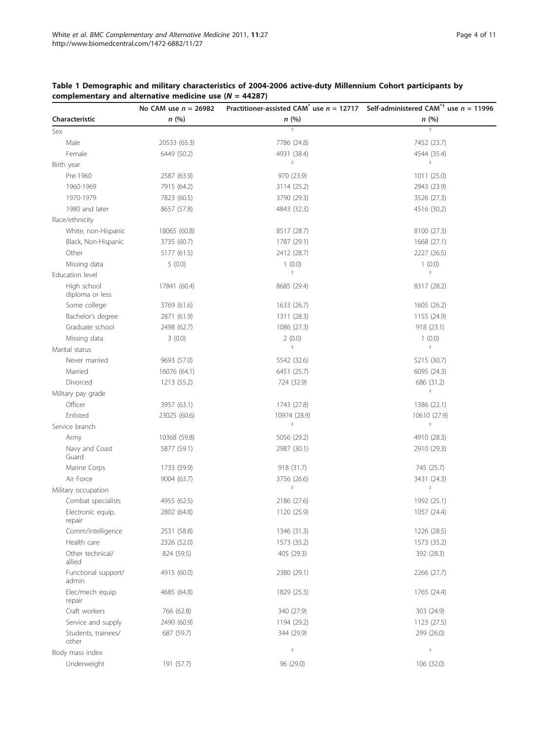**Table 1 Demographic and military characteristics of 2004-2006 active-duty Millennium Cohort participants by complementary and alternative medicine use (*N* = 44287)**

| Characteristic | No CAM use *n* = 26982 *n* (%) | Practitioner-assisted CAM[*] use *n* = 12717 *n* (%) | Self-administered CAM[*†] use *n* = 11996 *n* (%) |
|---|---|---|---|
| Sex | | ‡ | ‡ |
| Male | 20533 (65.3) | 7786 (24.8) | 7452 (23.7) |
| Female | 6449 (50.2) | 4931 (38.4) | 4544 (35.4) |
| Birth year | | ‡ | ‡ |
| Pre-1960 | 2587 (63.9) | 970 (23.9) | 1011 (25.0) |
| 1960-1969 | 7915 (64.2) | 3114 (25.2) | 2943 (23.9) |
| 1970-1979 | 7823 (60.5) | 3790 (29.3) | 3526 (27.3) |
| 1980 and later | 8657 (57.8) | 4843 (32.3) | 4516 (30.2) |
| Race/ethnicity | | | |
| White, non-Hispanic | 18065 (60.8) | 8517 (28.7) | 8100 (27.3) |
| Black, Non-Hispanic | 3735 (60.7) | 1787 (29.1) | 1668 (27.1) |
| Other | 5177 (61.5) | 2412 (28.7) | 2227 (26.5) |
| Missing data | 5 (0.0) | 1 (0.0) | 1 (0.0) |
| Education level | | ‡ | ‡ |
| High school diploma or less | 17841 (60.4) | 8685 (29.4) | 8317 (28.2) |
| Some college | 3769 (61.6) | 1633 (26.7) | 1605 (26.2) |
| Bachelor's degree | 2871 (61.9) | 1311 (28.3) | 1155 (24.9) |
| Graduate school | 2498 (62.7) | 1086 (27.3) | 918 (23.1) |
| Missing data | 3 (0.0) | 2 (0.0) | 1 (0.0) |
| Marital status | | ‡ | ‡ |
| Never married | 9693 (57.0) | 5542 (32.6) | 5215 (30.7) |
| Married | 16076 (64.1) | 6451 (25.7) | 6095 (24.3) |
| Divorced | 1213 (55.2) | 724 (32.9) | 686 (31.2) |
| Military pay grade | | | ‡ |
| Officer | 3957 (63.1) | 1743 (27.8) | 1386 (22.1) |
| Enlisted | 23025 (60.6) | 10974 (28.9) | 10610 (27.9) |
| Service branch | | ‡ | ‡ |
| Army | 10368 (59.8) | 5056 (29.2) | 4910 (28.3) |
| Navy and Coast Guard | 5877 (59.1) | 2987 (30.1) | 2910 (29.3) |
| Marine Corps | 1733 (59.9) | 918 (31.7) | 745 (25.7) |
| Air Force | 9004 (63.7) | 3756 (26.6) | 3431 (24.3) |
| Military occupation | | ‡ | ‡ |
| Combat specialists | 4955 (62.5) | 2186 (27.6) | 1992 (25.1) |
| Electronic equip. repair | 2802 (64.8) | 1120 (25.9) | 1057 (24.4) |
| Comm/intelligence | 2531 (58.8) | 1346 (31.3) | 1226 (28.5) |
| Health care | 2326 (52.0) | 1573 (35.2) | 1573 (35.2) |
| Other technical/ allied | 824 (59.5) | 405 (29.3) | 392 (28.3) |
| Functional support/ admin | 4915 (60.0) | 2380 (29.1) | 2266 (27.7) |
| Elec/mech equip. repair | 4685 (64.8) | 1829 (25.3) | 1765 (24.4) |
| Craft workers | 766 (62.8) | 340 (27.9) | 303 (24.9) |
| Service and supply | 2490 (60.9) | 1194 (29.2) | 1123 (27.5) |
| Students, trainees/ other | 687 (59.7) | 344 (29.9) | 299 (26.0) |
| Body mass index | | ‡ | ‡ |
| Underweight | 191 (57.7) | 96 (29.0) | 106 (32.0) |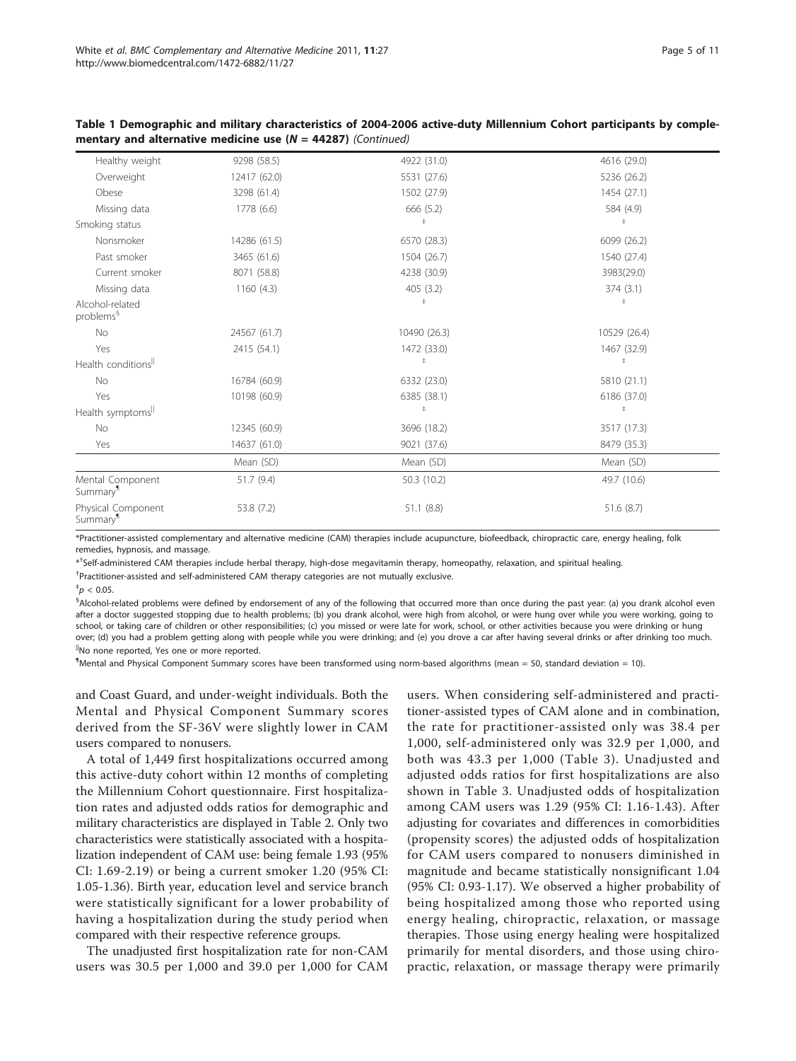**Table 1 Demographic and military characteristics of 2004-2006 active-duty Millennium Cohort participants by complementary and alternative medicine use (*N* = 44287)** *(Continued)*

| | | | |
|---|---|---|---|
| Healthy weight | 9298 (58.5) | 4922 (31.0) | 4616 (29.0) |
| Overweight | 12417 (62.0) | 5531 (27.6) | 5236 (26.2) |
| Obese | 3298 (61.4) | 1502 (27.9) | 1454 (27.1) |
| Missing data | 1778 (6.6) | 666 (5.2) | 584 (4.9) |
| Smoking status | | ‡ | ‡ |
| Nonsmoker | 14286 (61.5) | 6570 (28.3) | 6099 (26.2) |
| Past smoker | 3465 (61.6) | 1504 (26.7) | 1540 (27.4) |
| Current smoker | 8071 (58.8) | 4238 (30.9) | 3983(29.0) |
| Missing data | 1160 (4.3) | 405 (3.2) | 374 (3.1) |
| Alcohol-related problems§ | | ‡ | ‡ |
| No | 24567 (61.7) | 10490 (26.3) | 10529 (26.4) |
| Yes | 2415 (54.1) | 1472 (33.0) | 1467 (32.9) |
| Health conditions‖ | | ‡ | ‡ |
| No | 16784 (60.9) | 6332 (23.0) | 5810 (21.1) |
| Yes | 10198 (60.9) | 6385 (38.1) | 6186 (37.0) |
| Health symptoms‖ | | ‡ | ‡ |
| No | 12345 (60.9) | 3696 (18.2) | 3517 (17.3) |
| Yes | 14637 (61.0) | 9021 (37.6) | 8479 (35.3) |
| | Mean (SD) | Mean (SD) | Mean (SD) |
| Mental Component Summary¶ | 51.7 (9.4) | 50.3 (10.2) | 49.7 (10.6) |
| Physical Component Summary¶ | 53.8 (7.2) | 51.1 (8.8) | 51.6 (8.7) |

*Practitioner-assisted complementary and alternative medicine (CAM) therapies include acupuncture, biofeedback, chiropractic care, energy healing, folk remedies, hypnosis, and massage.

*†Self-administered CAM therapies include herbal therapy, high-dose megavitamin therapy, homeopathy, relaxation, and spiritual healing.

†Practitioner-assisted and self-administered CAM therapy categories are not mutually exclusive.

‡$p < 0.05$.

§Alcohol-related problems were defined by endorsement of any of the following that occurred more than once during the past year: (a) you drank alcohol even after a doctor suggested stopping due to health problems; (b) you drank alcohol, were high from alcohol, or were hung over while you were working, going to school, or taking care of children or other responsibilities; (c) you missed or were late for work, school, or other activities because you were drinking or hung over; (d) you had a problem getting along with people while you were drinking; and (e) you drove a car after having several drinks or after drinking too much.

‖No none reported, Yes one or more reported.

¶Mental and Physical Component Summary scores have been transformed using norm-based algorithms (mean = 50, standard deviation = 10).

and Coast Guard, and under-weight individuals. Both the Mental and Physical Component Summary scores derived from the SF-36V were slightly lower in CAM users compared to nonusers.

A total of 1,449 first hospitalizations occurred among this active-duty cohort within 12 months of completing the Millennium Cohort questionnaire. First hospitalization rates and adjusted odds ratios for demographic and military characteristics are displayed in Table 2. Only two characteristics were statistically associated with a hospitalization independent of CAM use: being female 1.93 (95% CI: 1.69-2.19) or being a current smoker 1.20 (95% CI: 1.05-1.36). Birth year, education level and service branch were statistically significant for a lower probability of having a hospitalization during the study period when compared with their respective reference groups.

The unadjusted first hospitalization rate for non-CAM users was 30.5 per 1,000 and 39.0 per 1,000 for CAM users. When considering self-administered and practitioner-assisted types of CAM alone and in combination, the rate for practitioner-assisted only was 38.4 per 1,000, self-administered only was 32.9 per 1,000, and both was 43.3 per 1,000 (Table 3). Unadjusted and adjusted odds ratios for first hospitalizations are also shown in Table 3. Unadjusted odds of hospitalization among CAM users was 1.29 (95% CI: 1.16-1.43). After adjusting for covariates and differences in comorbidities (propensity scores) the adjusted odds of hospitalization for CAM users compared to nonusers diminished in magnitude and became statistically nonsignificant 1.04 (95% CI: 0.93-1.17). We observed a higher probability of being hospitalized among those who reported using energy healing, chiropractic, relaxation, or massage therapies. Those using energy healing were hospitalized primarily for mental disorders, and those using chiropractic, relaxation, or massage therapy were primarily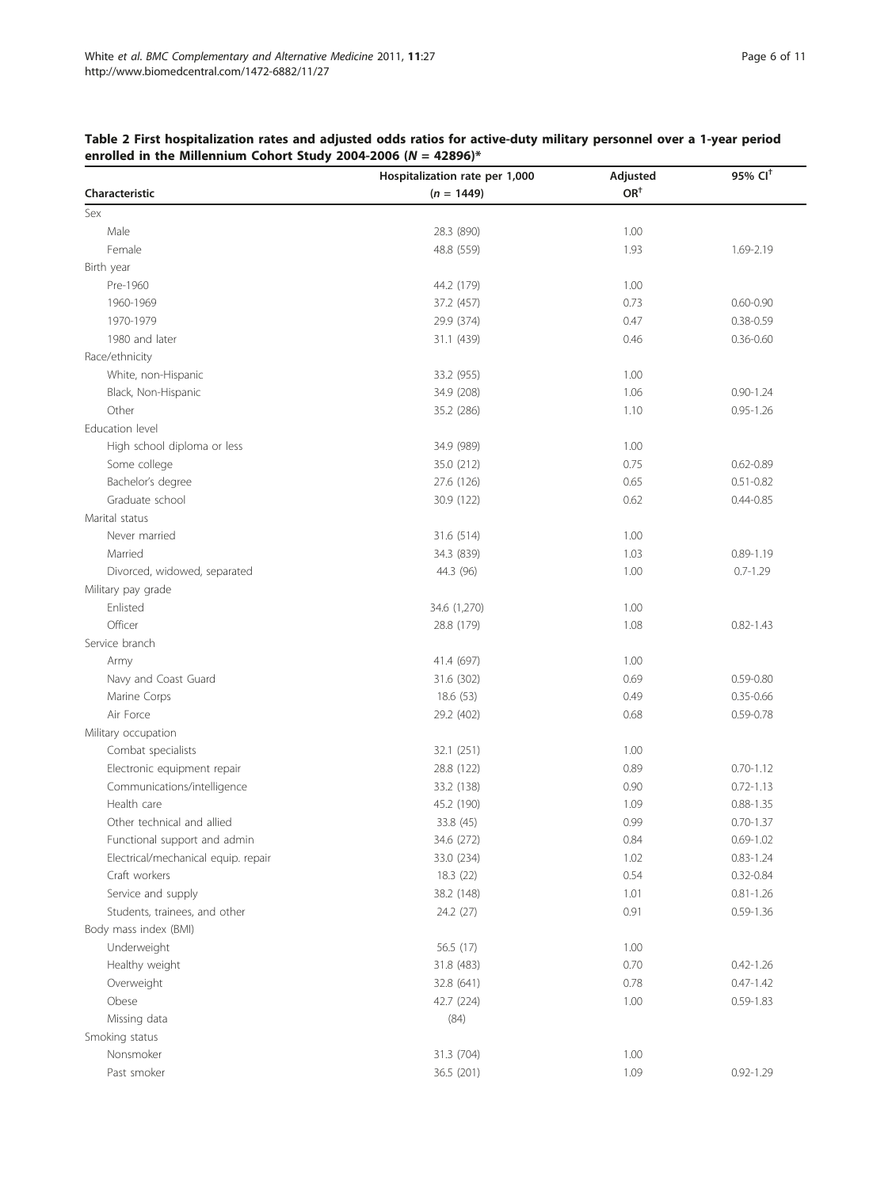**Table 2 First hospitalization rates and adjusted odds ratios for active-duty military personnel over a 1-year period enrolled in the Millennium Cohort Study 2004-2006 (*N* = 42896)***

| Characteristic | Hospitalization rate per 1,000 (*n* = 1449) | Adjusted OR[†] | 95% CI[†] |
|---|---|---|---|
| Sex | | | |
| Male | 28.3 (890) | 1.00 | |
| Female | 48.8 (559) | 1.93 | 1.69-2.19 |
| Birth year | | | |
| Pre-1960 | 44.2 (179) | 1.00 | |
| 1960-1969 | 37.2 (457) | 0.73 | 0.60-0.90 |
| 1970-1979 | 29.9 (374) | 0.47 | 0.38-0.59 |
| 1980 and later | 31.1 (439) | 0.46 | 0.36-0.60 |
| Race/ethnicity | | | |
| White, non-Hispanic | 33.2 (955) | 1.00 | |
| Black, Non-Hispanic | 34.9 (208) | 1.06 | 0.90-1.24 |
| Other | 35.2 (286) | 1.10 | 0.95-1.26 |
| Education level | | | |
| High school diploma or less | 34.9 (989) | 1.00 | |
| Some college | 35.0 (212) | 0.75 | 0.62-0.89 |
| Bachelor's degree | 27.6 (126) | 0.65 | 0.51-0.82 |
| Graduate school | 30.9 (122) | 0.62 | 0.44-0.85 |
| Marital status | | | |
| Never married | 31.6 (514) | 1.00 | |
| Married | 34.3 (839) | 1.03 | 0.89-1.19 |
| Divorced, widowed, separated | 44.3 (96) | 1.00 | 0.7-1.29 |
| Military pay grade | | | |
| Enlisted | 34.6 (1,270) | 1.00 | |
| Officer | 28.8 (179) | 1.08 | 0.82-1.43 |
| Service branch | | | |
| Army | 41.4 (697) | 1.00 | |
| Navy and Coast Guard | 31.6 (302) | 0.69 | 0.59-0.80 |
| Marine Corps | 18.6 (53) | 0.49 | 0.35-0.66 |
| Air Force | 29.2 (402) | 0.68 | 0.59-0.78 |
| Military occupation | | | |
| Combat specialists | 32.1 (251) | 1.00 | |
| Electronic equipment repair | 28.8 (122) | 0.89 | 0.70-1.12 |
| Communications/intelligence | 33.2 (138) | 0.90 | 0.72-1.13 |
| Health care | 45.2 (190) | 1.09 | 0.88-1.35 |
| Other technical and allied | 33.8 (45) | 0.99 | 0.70-1.37 |
| Functional support and admin | 34.6 (272) | 0.84 | 0.69-1.02 |
| Electrical/mechanical equip. repair | 33.0 (234) | 1.02 | 0.83-1.24 |
| Craft workers | 18.3 (22) | 0.54 | 0.32-0.84 |
| Service and supply | 38.2 (148) | 1.01 | 0.81-1.26 |
| Students, trainees, and other | 24.2 (27) | 0.91 | 0.59-1.36 |
| Body mass index (BMI) | | | |
| Underweight | 56.5 (17) | 1.00 | |
| Healthy weight | 31.8 (483) | 0.70 | 0.42-1.26 |
| Overweight | 32.8 (641) | 0.78 | 0.47-1.42 |
| Obese | 42.7 (224) | 1.00 | 0.59-1.83 |
| Missing data | (84) | | |
| Smoking status | | | |
| Nonsmoker | 31.3 (704) | 1.00 | |
| Past smoker | 36.5 (201) | 1.09 | 0.92-1.29 |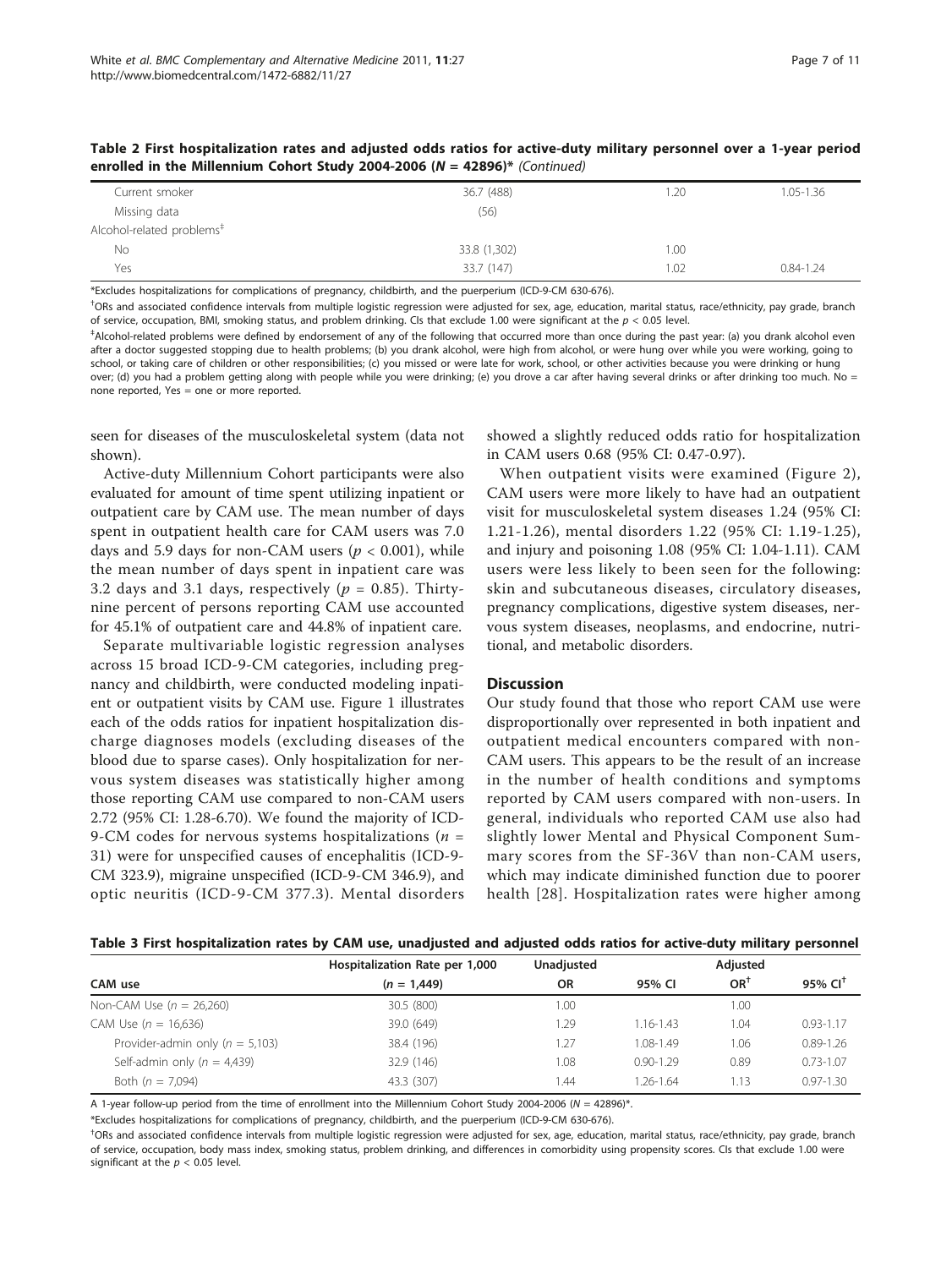**Table 2 First hospitalization rates and adjusted odds ratios for active-duty military personnel over a 1-year period enrolled in the Millennium Cohort Study 2004-2006 (*N* = 42896)\* *(Continued)***

| | | | |
|---|---|---|---|
| Current smoker | 36.7 (488) | 1.20 | 1.05-1.36 |
| Missing data | (56) | | |
| Alcohol-related problems[‡] | | | |
| No | 33.8 (1,302) | 1.00 | |
| Yes | 33.7 (147) | 1.02 | 0.84-1.24 |

\*Excludes hospitalizations for complications of pregnancy, childbirth, and the puerperium (ICD-9-CM 630-676).

[†]ORs and associated confidence intervals from multiple logistic regression were adjusted for sex, age, education, marital status, race/ethnicity, pay grade, branch of service, occupation, BMI, smoking status, and problem drinking. CIs that exclude 1.00 were significant at the $p < 0.05$ level.

[‡]Alcohol-related problems were defined by endorsement of any of the following that occurred more than once during the past year: (a) you drank alcohol even after a doctor suggested stopping due to health problems; (b) you drank alcohol, were high from alcohol, or were hung over while you were working, going to school, or taking care of children or other responsibilities; (c) you missed or were late for work, school, or other activities because you were drinking or hung over; (d) you had a problem getting along with people while you were drinking; (e) you drove a car after having several drinks or after drinking too much. No = none reported, Yes = one or more reported.

seen for diseases of the musculoskeletal system (data not shown).

Active-duty Millennium Cohort participants were also evaluated for amount of time spent utilizing inpatient or outpatient care by CAM use. The mean number of days spent in outpatient health care for CAM users was 7.0 days and 5.9 days for non-CAM users ($p < 0.001$), while the mean number of days spent in inpatient care was 3.2 days and 3.1 days, respectively ($p = 0.85$). Thirty-nine percent of persons reporting CAM use accounted for 45.1% of outpatient care and 44.8% of inpatient care.

Separate multivariable logistic regression analyses across 15 broad ICD-9-CM categories, including pregnancy and childbirth, were conducted modeling inpatient or outpatient visits by CAM use. Figure 1 illustrates each of the odds ratios for inpatient hospitalization discharge diagnoses models (excluding diseases of the blood due to sparse cases). Only hospitalization for nervous system diseases was statistically higher among those reporting CAM use compared to non-CAM users 2.72 (95% CI: 1.28-6.70). We found the majority of ICD-9-CM codes for nervous systems hospitalizations ($n$ = 31) were for unspecified causes of encephalitis (ICD-9-CM 323.9), migraine unspecified (ICD-9-CM 346.9), and optic neuritis (ICD-9-CM 377.3). Mental disorders showed a slightly reduced odds ratio for hospitalization in CAM users 0.68 (95% CI: 0.47-0.97).

When outpatient visits were examined (Figure 2), CAM users were more likely to have had an outpatient visit for musculoskeletal system diseases 1.24 (95% CI: 1.21-1.26), mental disorders 1.22 (95% CI: 1.19-1.25), and injury and poisoning 1.08 (95% CI: 1.04-1.11). CAM users were less likely to been seen for the following: skin and subcutaneous diseases, circulatory diseases, pregnancy complications, digestive system diseases, nervous system diseases, neoplasms, and endocrine, nutritional, and metabolic disorders.

## Discussion

Our study found that those who report CAM use were disproportionally over represented in both inpatient and outpatient medical encounters compared with non-CAM users. This appears to be the result of an increase in the number of health conditions and symptoms reported by CAM users compared with non-users. In general, individuals who reported CAM use also had slightly lower Mental and Physical Component Summary scores from the SF-36V than non-CAM users, which may indicate diminished function due to poorer health [28]. Hospitalization rates were higher among

**Table 3 First hospitalization rates by CAM use, unadjusted and adjusted odds ratios for active-duty military personnel**

| | Hospitalization Rate per 1,000 | Unadjusted | | Adjusted | |
|---|---|---|---|---|---|
| CAM use | ($n$ = 1,449) | OR | 95% CI | OR[†] | 95% CI[†] |
| Non-CAM Use ($n$ = 26,260) | 30.5 (800) | 1.00 | | 1.00 | |
| CAM Use ($n$ = 16,636) | 39.0 (649) | 1.29 | 1.16-1.43 | 1.04 | 0.93-1.17 |
| Provider-admin only ($n$ = 5,103) | 38.4 (196) | 1.27 | 1.08-1.49 | 1.06 | 0.89-1.26 |
| Self-admin only ($n$ = 4,439) | 32.9 (146) | 1.08 | 0.90-1.29 | 0.89 | 0.73-1.07 |
| Both ($n$ = 7,094) | 43.3 (307) | 1.44 | 1.26-1.64 | 1.13 | 0.97-1.30 |

A 1-year follow-up period from the time of enrollment into the Millennium Cohort Study 2004-2006 ($N$ = 42896)\*.

\*Excludes hospitalizations for complications of pregnancy, childbirth, and the puerperium (ICD-9-CM 630-676).

[†]ORs and associated confidence intervals from multiple logistic regression were adjusted for sex, age, education, marital status, race/ethnicity, pay grade, branch of service, occupation, body mass index, smoking status, problem drinking, and differences in comorbidity using propensity scores. CIs that exclude 1.00 were significant at the $p < 0.05$ level.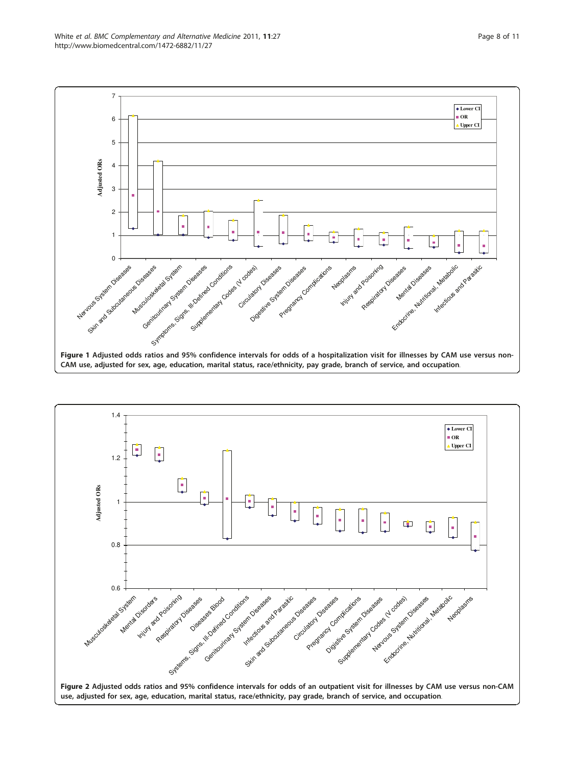**Figure 1 Adjusted odds ratios and 95% confidence intervals for odds of a hospitalization visit for illnesses by CAM use versus non-CAM use, adjusted for sex, age, education, marital status, race/ethnicity, pay grade, branch of service, and occupation**.

**Figure 2 Adjusted odds ratios and 95% confidence intervals for odds of an outpatient visit for illnesses by CAM use versus non-CAM use, adjusted for sex, age, education, marital status, race/ethnicity, pay grade, branch of service, and occupation**.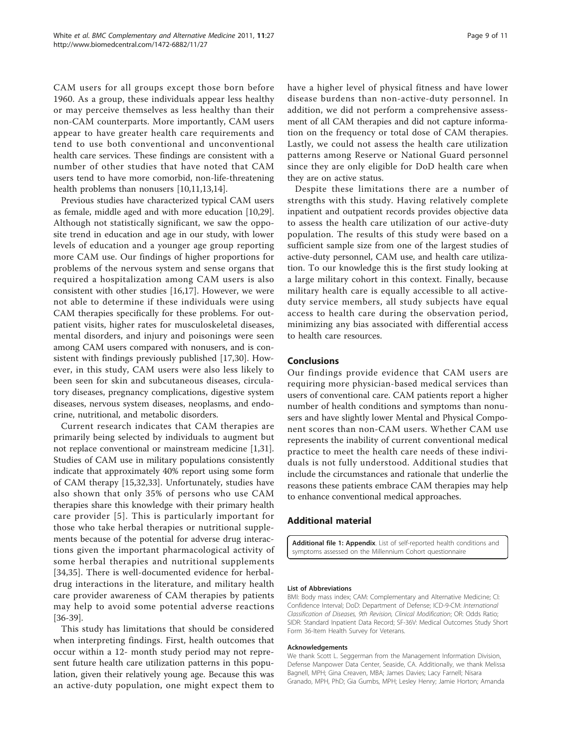CAM users for all groups except those born before 1960. As a group, these individuals appear less healthy or may perceive themselves as less healthy than their non-CAM counterparts. More importantly, CAM users appear to have greater health care requirements and tend to use both conventional and unconventional health care services. These findings are consistent with a number of other studies that have noted that CAM users tend to have more comorbid, non-life-threatening health problems than nonusers [10,11,13,14].

Previous studies have characterized typical CAM users as female, middle aged and with more education [10,29]. Although not statistically significant, we saw the opposite trend in education and age in our study, with lower levels of education and a younger age group reporting more CAM use. Our findings of higher proportions for problems of the nervous system and sense organs that required a hospitalization among CAM users is also consistent with other studies [16,17]. However, we were not able to determine if these individuals were using CAM therapies specifically for these problems. For outpatient visits, higher rates for musculoskeletal diseases, mental disorders, and injury and poisonings were seen among CAM users compared with nonusers, and is consistent with findings previously published [17,30]. However, in this study, CAM users were also less likely to been seen for skin and subcutaneous diseases, circulatory diseases, pregnancy complications, digestive system diseases, nervous system diseases, neoplasms, and endocrine, nutritional, and metabolic disorders.

Current research indicates that CAM therapies are primarily being selected by individuals to augment but not replace conventional or mainstream medicine [1,31]. Studies of CAM use in military populations consistently indicate that approximately 40% report using some form of CAM therapy [15,32,33]. Unfortunately, studies have also shown that only 35% of persons who use CAM therapies share this knowledge with their primary health care provider [5]. This is particularly important for those who take herbal therapies or nutritional supplements because of the potential for adverse drug interactions given the important pharmacological activity of some herbal therapies and nutritional supplements [34,35]. There is well-documented evidence for herbal-drug interactions in the literature, and military health care provider awareness of CAM therapies by patients may help to avoid some potential adverse reactions [36-39].

This study has limitations that should be considered when interpreting findings. First, health outcomes that occur within a 12- month study period may not represent future health care utilization patterns in this population, given their relatively young age. Because this was an active-duty population, one might expect them to have a higher level of physical fitness and have lower disease burdens than non-active-duty personnel. In addition, we did not perform a comprehensive assessment of all CAM therapies and did not capture information on the frequency or total dose of CAM therapies. Lastly, we could not assess the health care utilization patterns among Reserve or National Guard personnel since they are only eligible for DoD health care when they are on active status.

Despite these limitations there are a number of strengths with this study. Having relatively complete inpatient and outpatient records provides objective data to assess the health care utilization of our active-duty population. The results of this study were based on a sufficient sample size from one of the largest studies of active-duty personnel, CAM use, and health care utilization. To our knowledge this is the first study looking at a large military cohort in this context. Finally, because military health care is equally accessible to all active-duty service members, all study subjects have equal access to health care during the observation period, minimizing any bias associated with differential access to health care resources.

## Conclusions

Our findings provide evidence that CAM users are requiring more physician-based medical services than users of conventional care. CAM patients report a higher number of health conditions and symptoms than nonusers and have slightly lower Mental and Physical Component scores than non-CAM users. Whether CAM use represents the inability of current conventional medical practice to meet the health care needs of these individuals is not fully understood. Additional studies that include the circumstances and rationale that underlie the reasons these patients embrace CAM therapies may help to enhance conventional medical approaches.

## Additional material

**Additional file 1: Appendix**. List of self-reported health conditions and symptoms assessed on the Millennium Cohort questionnaire

#### List of Abbreviations

BMI: Body mass index; CAM: Complementary and Alternative Medicine; CI: Confidence Interval; DoD: Department of Defense; ICD-9-CM: *International Classification of Diseases, 9th Revision, Clinical Modification*; OR: Odds Ratio; SIDR: Standard Inpatient Data Record; SF-36V: Medical Outcomes Study Short Form 36-Item Health Survey for Veterans.

#### Acknowledgements

We thank Scott L. Seggerman from the Management Information Division, Defense Manpower Data Center, Seaside, CA. Additionally, we thank Melissa Bagnell, MPH; Gina Creaven, MBA; James Davies; Lacy Farnell; Nisara Granado, MPH, PhD; Gia Gumbs, MPH; Lesley Henry; Jamie Horton; Amanda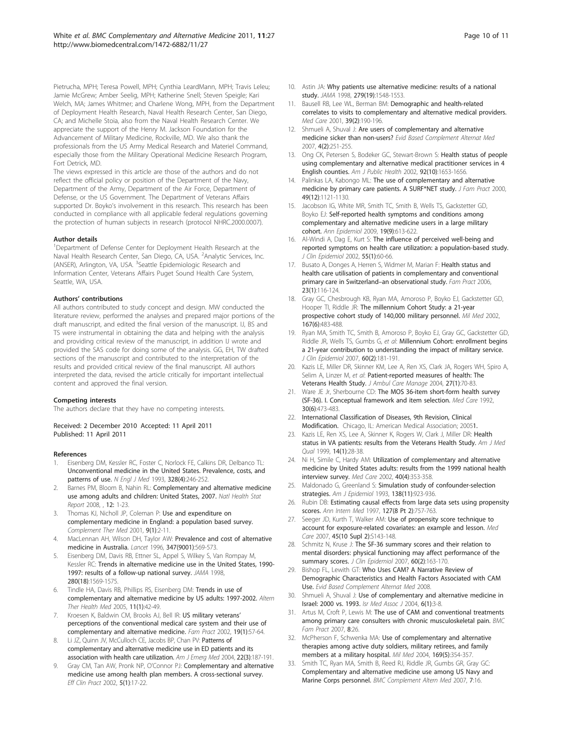Pietrucha, MPH; Teresa Powell, MPH; Cynthia LeardMann, MPH; Travis Leleu; Jamie McGrew; Amber Seelig, MPH; Katherine Snell; Steven Speigle; Kari Welch, MA; James Whitmer; and Charlene Wong, MPH, from the Department of Deployment Health Research, Naval Health Research Center, San Diego, CA; and Michelle Stoia, also from the Naval Health Research Center. We appreciate the support of the Henry M. Jackson Foundation for the Advancement of Military Medicine, Rockville, MD. We also thank the professionals from the US Army Medical Research and Materiel Command, especially those from the Military Operational Medicine Research Program, Fort Detrick, MD.

The views expressed in this article are those of the authors and do not reflect the official policy or position of the Department of the Navy, Department of the Army, Department of the Air Force, Department of Defense, or the US Government. The Department of Veterans Affairs supported Dr. Boyko's involvement in this research. This research has been conducted in compliance with all applicable federal regulations governing the protection of human subjects in research (protocol NHRC.2000.0007).

#### Author details

[1]Department of Defense Center for Deployment Health Research at the Naval Health Research Center, San Diego, CA, USA. [2]Analytic Services, Inc. (ANSER), Arlington, VA, USA. [3]Seattle Epidemiologic Research and Information Center, Veterans Affairs Puget Sound Health Care System, Seattle, WA, USA.

#### Authors' contributions

All authors contributed to study concept and design. MW conducted the literature review, performed the analyses and prepared major portions of the draft manuscript, and edited the final version of the manuscript. IJ, BS and TS were instrumental in obtaining the data and helping with the analysis and providing critical review of the manuscript, in addition IJ wrote and provided the SAS code for doing some of the analysis. GG, EH, TW drafted sections of the manuscript and contributed to the interpretation of the results and provided critical review of the final manuscript. All authors interpreted the data, revised the article critically for important intellectual content and approved the final version.

#### Competing interests

The authors declare that they have no competing interests.

Received: 2 December 2010 Accepted: 11 April 2011
Published: 11 April 2011

#### References

1. Eisenberg DM, Kessler RC, Foster C, Norlock FE, Calkins DR, Delbanco TL: **Unconventional medicine in the United States. Prevalence, costs, and patterns of use.** *N Engl J Med* 1993, **328(4)**:246-252.
2. Barnes PM, Bloom B, Nahin RL: **Complementary and alternative medicine use among adults and children: United States, 2007.** *Natl Health Stat Report* 2008, , **12**: 1-23.
3. Thomas KJ, Nicholl JP, Coleman P: **Use and expenditure on complementary medicine in England: a population based survey.** *Complement Ther Med* 2001, **9(1)**:2-11.
4. MacLennan AH, Wilson DH, Taylor AW: **Prevalence and cost of alternative medicine in Australia.** *Lancet* 1996, **347(9001)**:569-573.
5. Eisenberg DM, Davis RB, Ettner SL, Appel S, Wilkey S, Van Rompay M, Kessler RC: **Trends in alternative medicine use in the United States, 1990-1997: results of a follow-up national survey.** *JAMA* 1998, **280(18)**:1569-1575.
6. Tindle HA, Davis RB, Phillips RS, Eisenberg DM: **Trends in use of complementary and alternative medicine by US adults: 1997-2002.** *Altern Ther Health Med* 2005, **11(1)**:42-49.
7. Kroesen K, Baldwin CM, Brooks AJ, Bell IR: **US military veterans' perceptions of the conventional medical care system and their use of complementary and alternative medicine.** *Fam Pract* 2002, **19(1)**:57-64.
8. Li JZ, Quinn JV, McCulloch CE, Jacobs BP, Chan PV: **Patterns of complementary and alternative medicine use in ED patients and its association with health care utilization.** *Am J Emerg Med* 2004, **22(3)**:187-191.
9. Gray CM, Tan AW, Pronk NP, O'Connor PJ: **Complementary and alternative medicine use among health plan members. A cross-sectional survey.** *Eff Clin Pract* 2002, **5(1)**:17-22.
10. Astin JA: **Why patients use alternative medicine: results of a national study.** *JAMA* 1998, **279(19)**:1548-1553.
11. Bausell RB, Lee WL, Berman BM: **Demographic and health-related correlates to visits to complementary and alternative medical providers.** *Med Care* 2001, **39(2)**:190-196.
12. Shmueli A, Shuval J: **Are users of complementary and alternative medicine sicker than non-users?** *Evid Based Complement Alternat Med* 2007, **4(2)**:251-255.
13. Ong CK, Petersen S, Bodeker GC, Stewart-Brown S: **Health status of people using complementary and alternative medical practitioner services in 4 English counties.** *Am J Public Health* 2002, **92(10)**:1653-1656.
14. Palinkas LA, Kabongo ML: **The use of complementary and alternative medicine by primary care patients. A SURF*NET study.** *J Fam Pract* 2000, **49(12)**:1121-1130.
15. Jacobson IG, White MR, Smith TC, Smith B, Wells TS, Gackstetter GD, Boyko EJ: **Self-reported health symptoms and conditions among complementary and alternative medicine users in a large military cohort.** *Ann Epidemiol* 2009, **19(9)**:613-622.
16. Al-Windi A, Dag E, Kurt S: **The influence of perceived well-being and reported symptoms on health care utilization: a population-based study.** *J Clin Epidemiol* 2002, **55(1)**:60-66.
17. Busato A, Donges A, Herren S, Widmer M, Marian F: **Health status and health care utilisation of patients in complementary and conventional primary care in Switzerland–an observational study.** *Fam Pract* 2006, **23(1)**:116-124.
18. Gray GC, Chesbrough KB, Ryan MA, Amoroso P, Boyko EJ, Gackstetter GD, Hooper TI, Riddle JR: **The millennium Cohort Study: a 21-year prospective cohort study of 140,000 military personnel.** *Mil Med* 2002, **167(6)**:483-488.
19. Ryan MA, Smith TC, Smith B, Amoroso P, Boyko EJ, Gray GC, Gackstetter GD, Riddle JR, Wells TS, Gumbs G, *et al*: **Millennium Cohort: enrollment begins a 21-year contribution to understanding the impact of military service.** *J Clin Epidemiol* 2007, **60(2)**:181-191.
20. Kazis LE, Miller DR, Skinner KM, Lee A, Ren XS, Clark JA, Rogers WH, Spiro A, Selim A, Linzer M, *et al*: **Patient-reported measures of health: The Veterans Health Study.** *J Ambul Care Manage* 2004, **27(1)**:70-83.
21. Ware JE Jr, Sherbourne CD: **The MOS 36-item short-form health survey (SF-36). I. Conceptual framework and item selection.** *Med Care* 1992, **30(6)**:473-483.
22. **International Classification of Diseases, 9th Revision, Clinical Modification.** Chicago, IL: American Medical Association; 2005**1**.
23. Kazis LE, Ren XS, Lee A, Skinner K, Rogers W, Clark J, Miller DR: **Health status in VA patients: results from the Veterans Health Study.** *Am J Med Qual* 1999, **14(1)**:28-38.
24. Ni H, Simile C, Hardy AM: **Utilization of complementary and alternative medicine by United States adults: results from the 1999 national health interview survey.** *Med Care* 2002, **40(4)**:353-358.
25. Maldonado G, Greenland S: **Simulation study of confounder-selection strategies.** *Am J Epidemiol* 1993, **138(11)**:923-936.
26. Rubin DB: **Estimating causal effects from large data sets using propensity scores.** *Ann Intern Med* 1997, **127(8 Pt 2)**:757-763.
27. Seeger JD, Kurth T, Walker AM: **Use of propensity score technique to account for exposure-related covariates: an example and lesson.** *Med Care* 2007, **45(10 Supl 2)**:S143-148.
28. Schmitz N, Kruse J: **The SF-36 summary scores and their relation to mental disorders: physical functioning may affect performance of the summary scores.** *J Clin Epidemiol* 2007, **60(2)**:163-170.
29. Bishop FL, Lewith GT: **Who Uses CAM? A Narrative Review of Demographic Characteristics and Health Factors Associated with CAM Use.** *Evid Based Complement Alternat Med* 2008.
30. Shmueli A, Shuval J: **Use of complementary and alternative medicine in Israel: 2000 vs. 1993.** *Isr Med Assoc J* 2004, **6(1)**:3-8.
31. Artus M, Croft P, Lewis M: **The use of CAM and conventional treatments among primary care consulters with chronic musculoskeletal pain.** *BMC Fam Pract* 2007, **8**:26.
32. McPherson F, Schwenka MA: **Use of complementary and alternative therapies among active duty soldiers, military retirees, and family members at a military hospital.** *Mil Med* 2004, **169(5)**:354-357.
33. Smith TC, Ryan MA, Smith B, Reed RJ, Riddle JR, Gumbs GR, Gray GC: **Complementary and alternative medicine use among US Navy and Marine Corps personnel.** *BMC Complement Altern Med* 2007, **7**:16.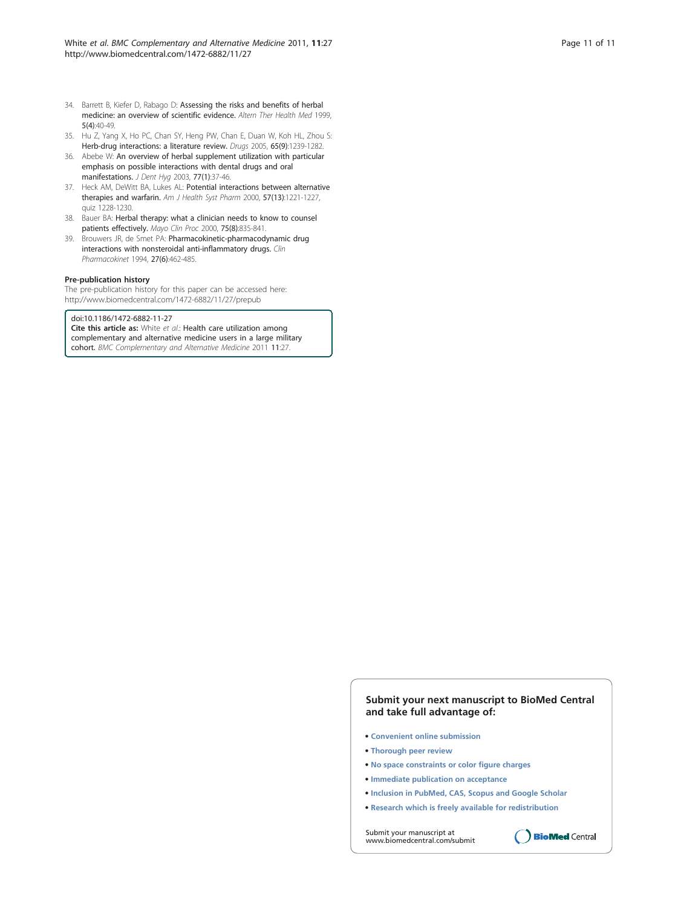34. Barrett B, Kiefer D, Rabago D: **Assessing the risks and benefits of herbal medicine: an overview of scientific evidence.** *Altern Ther Health Med* 1999, **5(4)**:40-49.
35. Hu Z, Yang X, Ho PC, Chan SY, Heng PW, Chan E, Duan W, Koh HL, Zhou S: **Herb-drug interactions: a literature review.** *Drugs* 2005, **65(9)**:1239-1282.
36. Abebe W: **An overview of herbal supplement utilization with particular emphasis on possible interactions with dental drugs and oral manifestations.** *J Dent Hyg* 2003, **77(1)**:37-46.
37. Heck AM, DeWitt BA, Lukes AL: **Potential interactions between alternative therapies and warfarin.** *Am J Health Syst Pharm* 2000, **57(13)**:1221-1227, quiz 1228-1230.
38. Bauer BA: **Herbal therapy: what a clinician needs to know to counsel patients effectively.** *Mayo Clin Proc* 2000, **75(8)**:835-841.
39. Brouwers JR, de Smet PA: **Pharmacokinetic-pharmacodynamic drug interactions with nonsteroidal anti-inflammatory drugs.** *Clin Pharmacokinet* 1994, **27(6)**:462-485.

**Pre-publication history**

The pre-publication history for this paper can be accessed here: http://www.biomedcentral.com/1472-6882/11/27/prepub

doi:10.1186/1472-6882-11-27

**Cite this article as:** White *et al.*: **Health care utilization among complementary and alternative medicine users in a large military cohort.** *BMC Complementary and Alternative Medicine* 2011 **11**:27.

**Submit your next manuscript to BioMed Central and take full advantage of:**

- **Convenient online submission**
- **Thorough peer review**
- **No space constraints or color figure charges**
- **Immediate publication on acceptance**
- **Inclusion in PubMed, CAS, Scopus and Google Scholar**
- **Research which is freely available for redistribution**

Submit your manuscript at
www.biomedcentral.com/submit

BioMed Central